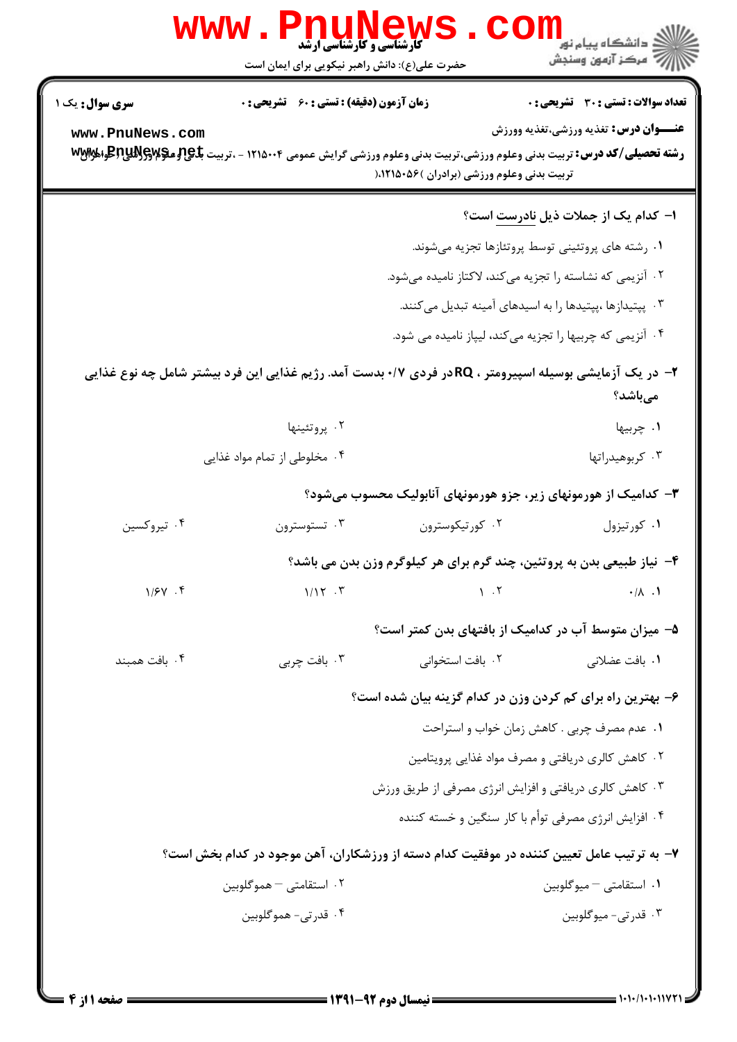**کارشناسی و کارشناسی ارشد**

حضرت علی(ع): دانش راهبر نیکویی برای ایمان است

**سری سوال:** یک ۱

**زمان آزمون (دقیقه) : تستی : ۶۰ تشریحی : ۰**

**تعداد سوالات : تستی : ۳۰ تشریحی : ۰**

**عنـــوان درس:** تغذیه ورزشی،تغذیه وورزش

**رشته تحصیلی/کد درس:** تربیت بدنی وعلوم ورزشی،تربیت بدنی وعلوم ورزشی گرایش عمومی ۱۲۱۵۰۰۴ - ،تربیت بدنی وعلوم ورزشی (خواهران تربیت بدنی وعلوم ورزشی (برادران )۱۲۱۵۰۵۶،(

**۱- کدام یک از جملات ذیل نادرست است؟**

۱. رشته های پروتئینی توسط پروتئازها تجزیه می‌شوند.

۲. آنزیمی که نشاسته را تجزیه می‌کند، لاکتاز نامیده می‌شود.

۳. پپتیدازها ،پپتیدها را به اسیدهای آمینه تبدیل می‌کنند.

۴. آنزیمی که چربیها را تجزیه می‌کند، لیپاز نامیده می شود.

**۲- در یک آزمایشی بوسیله اسپیرومتر ، RQدر فردی ۰/۷ بدست آمد. رژیم غذایی این فرد بیشتر شامل چه نوع غذایی می‌باشد؟**

۱. چربیها

۲. پروتئینها

۳. کربوهیدراتها

۴. مخلوطی از تمام مواد غذایی

**۳- کدامیک از هورمونهای زیر، جزو هورمونهای آنابولیک محسوب می‌شود؟**

۱. کورتیزول

۲. کورتیکوسترون

۳. تستوسترون

۴. تیروکسین

**۴- نیاز طبیعی بدن به پروتئین، چند گرم برای هر کیلوگرم وزن بدن می باشد؟**

۱. ۰/۸

۲. ۱

۳. ۱/۱۲

۴. ۱/۶۷

**۵- میزان متوسط آب در کدامیک از بافتهای بدن کمتر است؟**

۱. بافت عضلانی

۲. بافت استخوانی

۳. بافت چربی

۴. بافت همبند

**۶- بهترین راه برای کم کردن وزن در کدام گزینه بیان شده است؟**

۱. عدم مصرف چربی . کاهش زمان خواب و استراحت

۲. کاهش کالری دریافتی و مصرف مواد غذایی پرویتامین

۳. کاهش کالری دریافتی و افزایش انرژی مصرفی از طریق ورزش

۴. افزایش انرژی مصرفی توأم با کار سنگین و خسته کننده

**۷- به ترتیب عامل تعیین کننده در موفقیت کدام دسته از ورزشکاران، آهن موجود در کدام بخش است؟**

۱. استقامتی – میوگلوبین

۲. استقامتی – هموگلوبین

۳. قدرتی- میوگلوبین

۴. قدرتی- هموگلوبین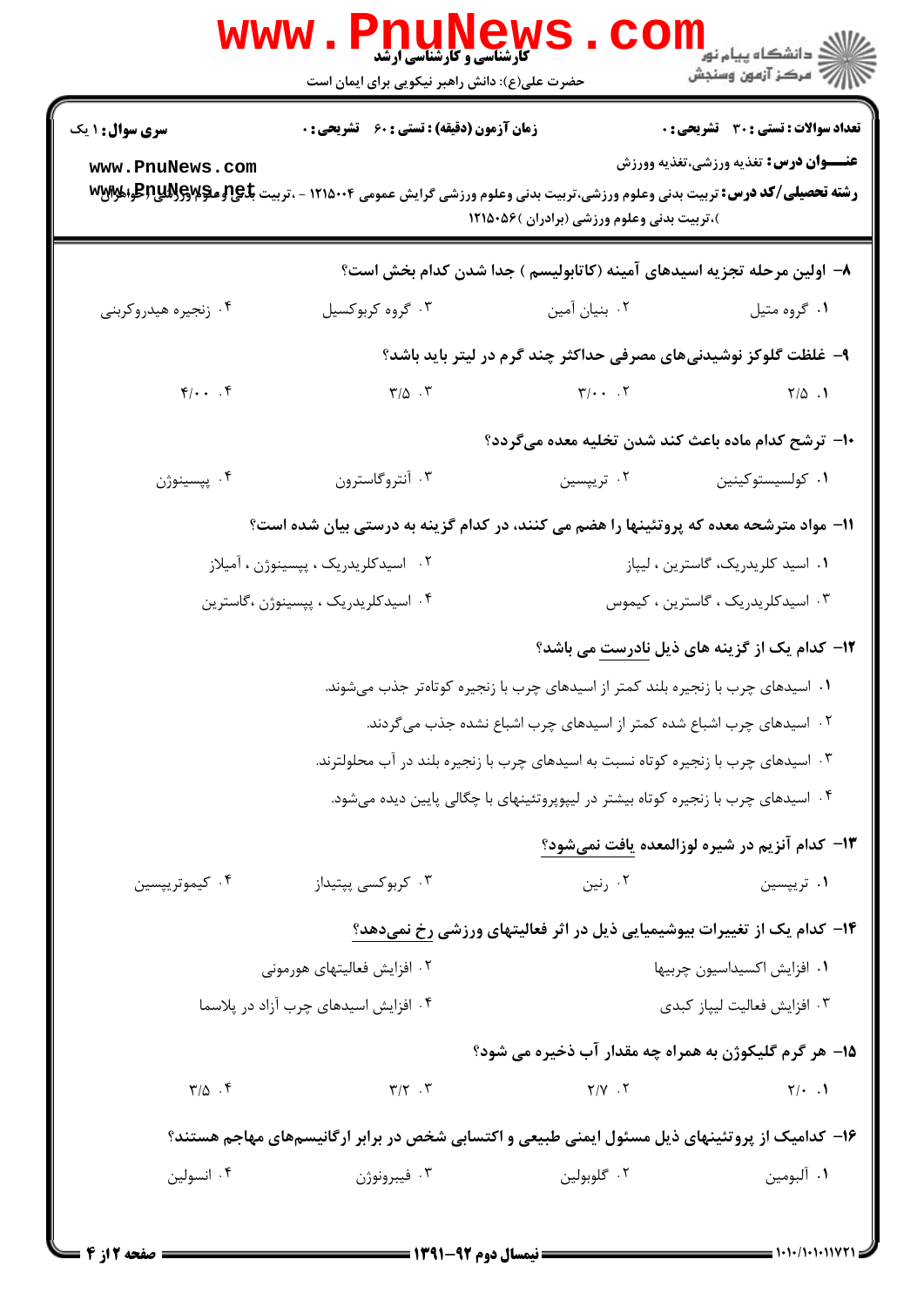**سری سوال:** ۱ یک | **زمان آزمون (دقیقه) : تستی :** ۶۰ **تشریحی :** ۰ | **تعداد سوالات : تستی :** ۳۰ **تشریحی :** ۰

**عنـــوان درس:** تغذیه ورزشی،تغذیه وورزش

**رشته تحصیلی/کد درس:** تربیت بدنی وعلوم ورزشی،تربیت بدنی وعلوم ورزشی گرایش عمومی ۱۲۱۵۰۰۴ - ،تربیت بدنی وعلوم ورزشی (خواهران )،تربیت بدنی وعلوم ورزشی (برادران )۱۲۱۵۰۵۶

۸- اولین مرحله تجزیه اسیدهای آمینه (کاتابولیسم ) جدا شدن کدام بخش است؟

۱. گروه متیل
۲. بنیان آمین
۳. گروه کربوکسیل
۴. زنجیره هیدروکربنی

۹- غلظت گلوکز نوشیدنی‌های مصرفی حداکثر چند گرم در لیتر باید باشد؟

۱. ۲/۵
۲. ۳/۰۰
۳. ۳/۵
۴. ۴/۰۰

۱۰- ترشح کدام ماده باعث کند شدن تخلیه معده می‌گردد؟

۱. کولسیستوکینین
۲. تریپسین
۳. آنتروگاسترون
۴. پپسینوژن

۱۱- مواد مترشحه معده که پروتئینها را هضم می کنند، در کدام گزینه به درستی بیان شده است؟

۱. اسید کلریدریک، گاسترین ، لیپاز
۲. اسیدکلریدریک ، پپسینوژن ، آمیلاز
۳. اسیدکلریدریک ، گاسترین ، کیموس
۴. اسیدکلریدریک ، پپسینوژن ،گاسترین

۱۲- کدام یک از گزینه های ذیل نادرست می باشد؟

۱. اسیدهای چرب با زنجیره بلند کمتر از اسیدهای چرب با زنجیره کوتاه‌تر جذب می‌شوند.
۲. اسیدهای چرب اشباع شده کمتر از اسیدهای چرب اشباع نشده جذب می‌گردند.
۳. اسیدهای چرب با زنجیره کوتاه نسبت به اسیدهای چرب با زنجیره بلند در آب محلولترند.
۴. اسیدهای چرب با زنجیره کوتاه بیشتر در لیپوپروتئینهای با چگالی پایین دیده می‌شود.

۱۳- کدام آنزیم در شیره لوزالمعده یافت نمی‌شود؟

۱. تریپسین
۲. رنین
۳. کربوکسی پپتیداز
۴. کیموتریپسین

۱۴- کدام یک از تغییرات بیوشیمیایی ذیل در اثر فعالیتهای ورزشی رخ نمی‌دهد؟

۱. افزایش اکسیداسیون چربیها
۲. افزایش فعالیتهای هورمونی
۳. افزایش فعالیت لیپاز کبدی
۴. افزایش اسیدهای چرب آزاد در پلاسما

۱۵- هر گرم گلیکوژن به همراه چه مقدار آب ذخیره می شود؟

۱. ۲/۰
۲. ۲/۷
۳. ۳/۲
۴. ۳/۵

۱۶- کدامیک از پروتئینهای ذیل مسئول ایمنی طبیعی و اکتسابی شخص در برابر ارگانیسم‌های مهاجم هستند؟

۱. آلبومین
۲. گلوبولین
۳. فیبرونوژن
۴. انسولین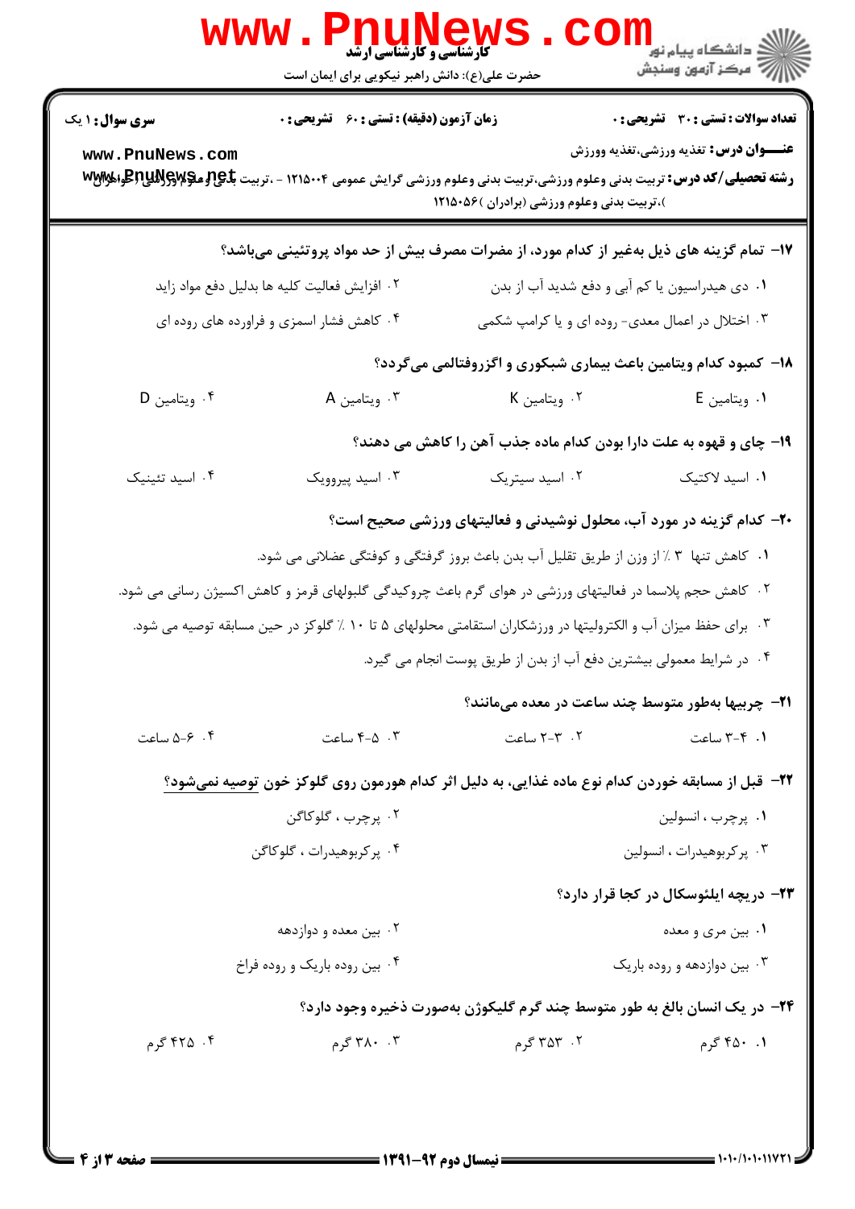**سری سوال:** ۱ یک

**زمان آزمون (دقیقه) : تستی :** ۶۰ **تشریحی :** ۰

**تعداد سوالات : تستی :** ۳۰ **تشریحی :** ۰

**عنـــوان درس:** تغذیه ورزشی،تغذیه وورزش

**رشته تحصیلی/کد درس:** تربیت بدنی وعلوم ورزشی،تربیت بدنی وعلوم ورزشی گرایش عمومی ۱۲۱۵۰۰۴ - ،تربیت بدنی وعلوم ورزشی (خواهران )،تربیت بدنی وعلوم ورزشی (برادران )۱۲۱۵۰۵۶

۱۷- تمام گزینه های ذیل به‌غیر از کدام مورد، از مضرات مصرف بیش از حد مواد پروتئینی می‌باشد؟

۱. دی هیدراسیون یا کم آبی و دفع شدید آب از بدن
۲. افزایش فعالیت کلیه ها بدلیل دفع مواد زاید
۳. اختلال در اعمال معدی- روده ای و یا کرامپ شکمی
۴. کاهش فشار اسمزی و فراورده های روده ای

۱۸- کمبود کدام ویتامین باعث بیماری شبکوری و اگزروفتالمی می‌گردد؟

۱. ویتامین E
۲. ویتامین K
۳. ویتامین A
۴. ویتامین D

۱۹- چای و قهوه به علت دارا بودن کدام ماده جذب آهن را کاهش می دهند؟

۱. اسید لاکتیک
۲. اسید سیتریک
۳. اسید پیروویک
۴. اسید تئینیک

۲۰- کدام گزینه در مورد آب، محلول نوشیدنی و فعالیتهای ورزشی صحیح است؟

۱. کاهش تنها ۳ ٪ از وزن از طریق تقلیل آب بدن باعث بروز گرفتگی و کوفتگی عضلانی می شود.
۲. کاهش حجم پلاسما در فعالیتهای ورزشی در هوای گرم باعث چروکیدگی گلبولهای قرمز و کاهش اکسیژن رسانی می شود.
۳. برای حفظ میزان آب و الکترولیتها در ورزشکاران استقامتی محلولهای ۵ تا ۱۰ ٪ گلوکز در حین مسابقه توصیه می شود.
۴. در شرایط معمولی بیشترین دفع آب از بدن از طریق پوست انجام می گیرد.

۲۱- چربیها به‌طور متوسط چند ساعت در معده می‌مانند؟

۱. ۴-۳ ساعت
۲. ۳-۲ ساعت
۳. ۵-۴ ساعت
۴. ۶-۵ ساعت

۲۲- قبل از مسابقه خوردن کدام نوع ماده غذایی، به دلیل اثر کدام هورمون روی گلوکز خون <u>توصیه نمی‌شود</u>؟

۱. پرچرب ، انسولین
۲. پرچرب ، گلوکاگن
۳. پرکربوهیدرات ، انسولین
۴. پرکربوهیدرات ، گلوکاگن

۲۳- دریچه ایلئوسکال در کجا قرار دارد؟

۱. بین مری و معده
۲. بین معده و دوازدهه
۳. بین دوازدهه و روده باریک
۴. بین روده باریک و روده فراخ

۲۴- در یک انسان بالغ به طور متوسط چند گرم گلیکوژن به‌صورت ذخیره وجود دارد؟

۱. ۴۵۰ گرم
۲. ۳۵۳ گرم
۳. ۳۸۰ گرم
۴. ۴۲۵ گرم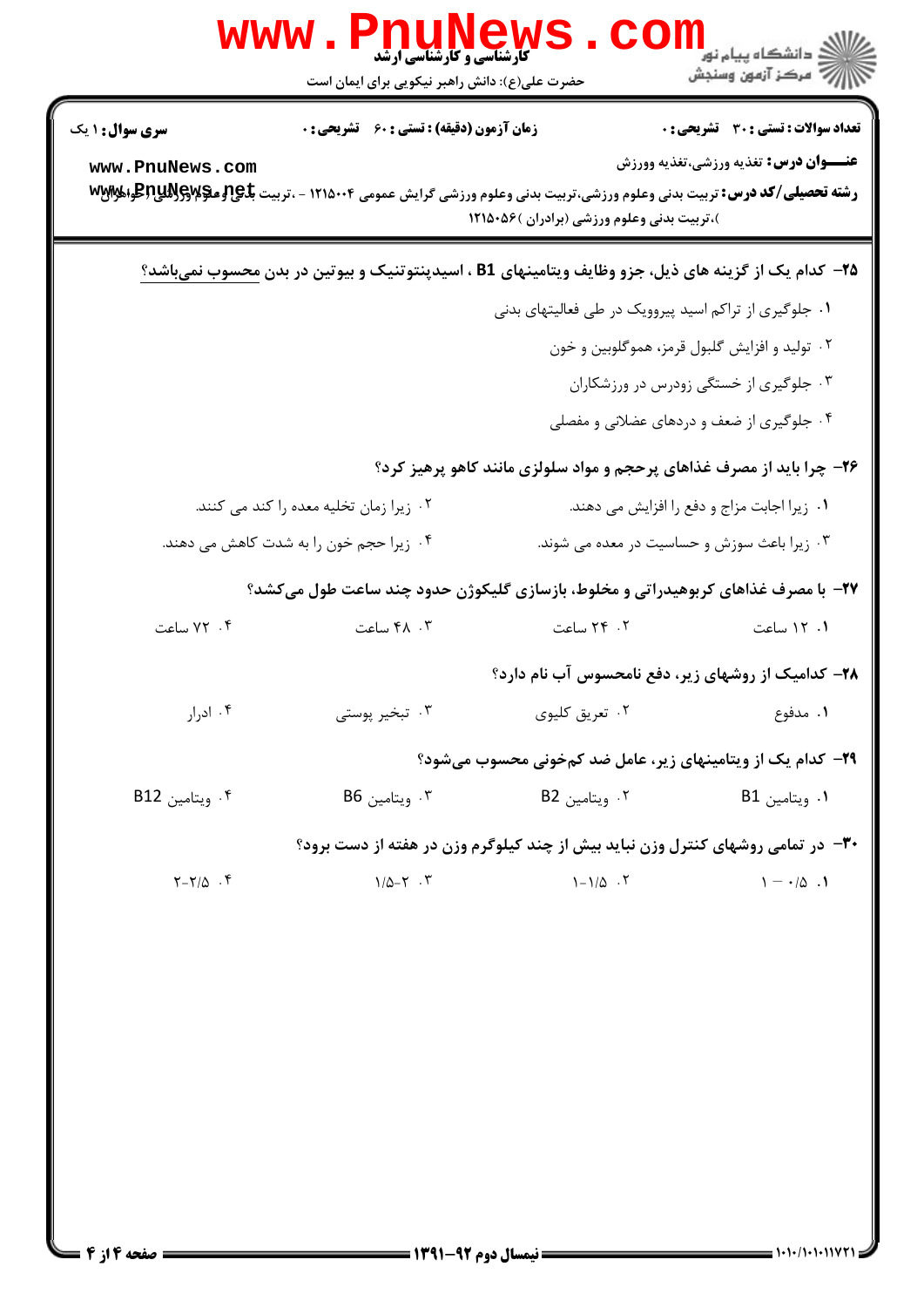**تعداد سوالات : تستی : ۳۰  تشریحی : ۰**

**زمان آزمون (دقیقه) : تستی : ۶۰  تشریحی : ۰**

**سری سوال : ۱ یک**

**عنـــوان درس:** تغذیه ورزشی،تغذیه وورزش

**رشته تحصیلی/کد درس:** تربیت بدنی وعلوم ورزشی،تربیت بدنی وعلوم ورزشی گرایش عمومی ۱۲۱۵۰۰۴ - ،تربیت بدنی وعلوم ورزشی (خواهران )،تربیت بدنی وعلوم ورزشی (برادران )۱۲۱۵۰۵۶

**۲۵- کدام یک از گزینه های ذیل، جزو وظایف ویتامینهای B1 ، اسیدپنتوتنیک و بیوتین در بدن محسوب نمی‌باشد؟**

۱. جلوگیری از تراکم اسید پیرووویک در طی فعالیتهای بدنی

۲. تولید و افزایش گلبول قرمز، هموگلوبین و خون

۳. جلوگیری از خستگی زودرس در ورزشکاران

۴. جلوگیری از ضعف و دردهای عضلانی و مفصلی

**۲۶- چرا باید از مصرف غذاهای پرحجم و مواد سلولزی مانند کاهو پرهیز کرد؟**

۱. زیرا اجابت مزاج و دفع را افزایش می دهند.

۲. زیرا زمان تخلیه معده را کند می کنند.

۳. زیرا باعث سوزش و حساسیت در معده می شوند.

۴. زیرا حجم خون را به شدت کاهش می دهند.

**۲۷- با مصرف غذاهای کربوهیدراتی و مخلوط، بازسازی گلیکوژن حدود چند ساعت طول می‌کشد؟**

۱. ۱۲ ساعت

۲. ۲۴ ساعت

۳. ۴۸ ساعت

۴. ۷۲ ساعت

**۲۸- کدامیک از روشهای زیر، دفع نامحسوس آب نام دارد؟**

۱. مدفوع

۲. تعریق کلیوی

۳. تبخیر پوستی

۴. ادرار

**۲۹- کدام یک از ویتامینهای زیر، عامل ضد کم‌خونی محسوب می‌شود؟**

۱. ویتامین B1

۲. ویتامین B2

۳. ویتامین B6

۴. ویتامین B12

**۳۰- در تمامی روشهای کنترل وزن نباید بیش از چند کیلوگرم وزن در هفته از دست برود؟**

۱. ۰/۵ - ۱

۲. ۱/۵-۱

۳. ۲-۱/۵

۴. ۲/۵-۲